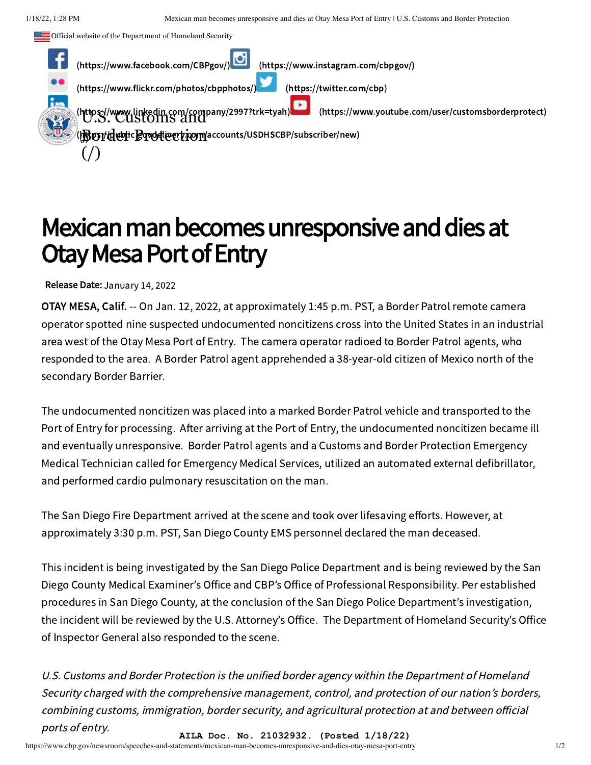Official website of the Department of Homeland Security

(https://www.facebook.com/CBPgov/) (https://www.instagram.com/cbpgov/) (https://www.flickr.com/photos/cbpphotos/) (https://twitter.com/cbp) (https://www.linkedin.com/company/2997?trk=tyah) (https://www.youtube.com/user/customsborderprotect) (https://public.govdelivery.com/accounts/USDHSCBP/subscriber/new)

U.S. Customs and Border Protection (/)

# Mexican man becomes unresponsive and dies at Otay Mesa Port of Entry

**Release Date:** January 14, 2022

**OTAY MESA, Calif.** -- On Jan. 12, 2022, at approximately 1:45 p.m. PST, a Border Patrol remote camera operator spotted nine suspected undocumented noncitizens cross into the United States in an industrial area west of the Otay Mesa Port of Entry. The camera operator radioed to Border Patrol agents, who responded to the area. A Border Patrol agent apprehended a 38-year-old citizen of Mexico north of the secondary Border Barrier.

The undocumented noncitizen was placed into a marked Border Patrol vehicle and transported to the Port of Entry for processing. After arriving at the Port of Entry, the undocumented noncitizen became ill and eventually unresponsive. Border Patrol agents and a Customs and Border Protection Emergency Medical Technician called for Emergency Medical Services, utilized an automated external defibrillator, and performed cardio pulmonary resuscitation on the man.

The San Diego Fire Department arrived at the scene and took over lifesaving efforts. However, at approximately 3:30 p.m. PST, San Diego County EMS personnel declared the man deceased.

This incident is being investigated by the San Diego Police Department and is being reviewed by the San Diego County Medical Examiner's Office and CBP's Office of Professional Responsibility. Per established procedures in San Diego County, at the conclusion of the San Diego Police Department's investigation, the incident will be reviewed by the U.S. Attorney's Office. The Department of Homeland Security's Office of Inspector General also responded to the scene.

*U.S. Customs and Border Protection is the unified border agency within the Department of Homeland Security charged with the comprehensive management, control, and protection of our nation's borders, combining customs, immigration, border security, and agricultural protection at and between official ports of entry.*

AILA Doc. No. 21032932. (Posted 1/18/22)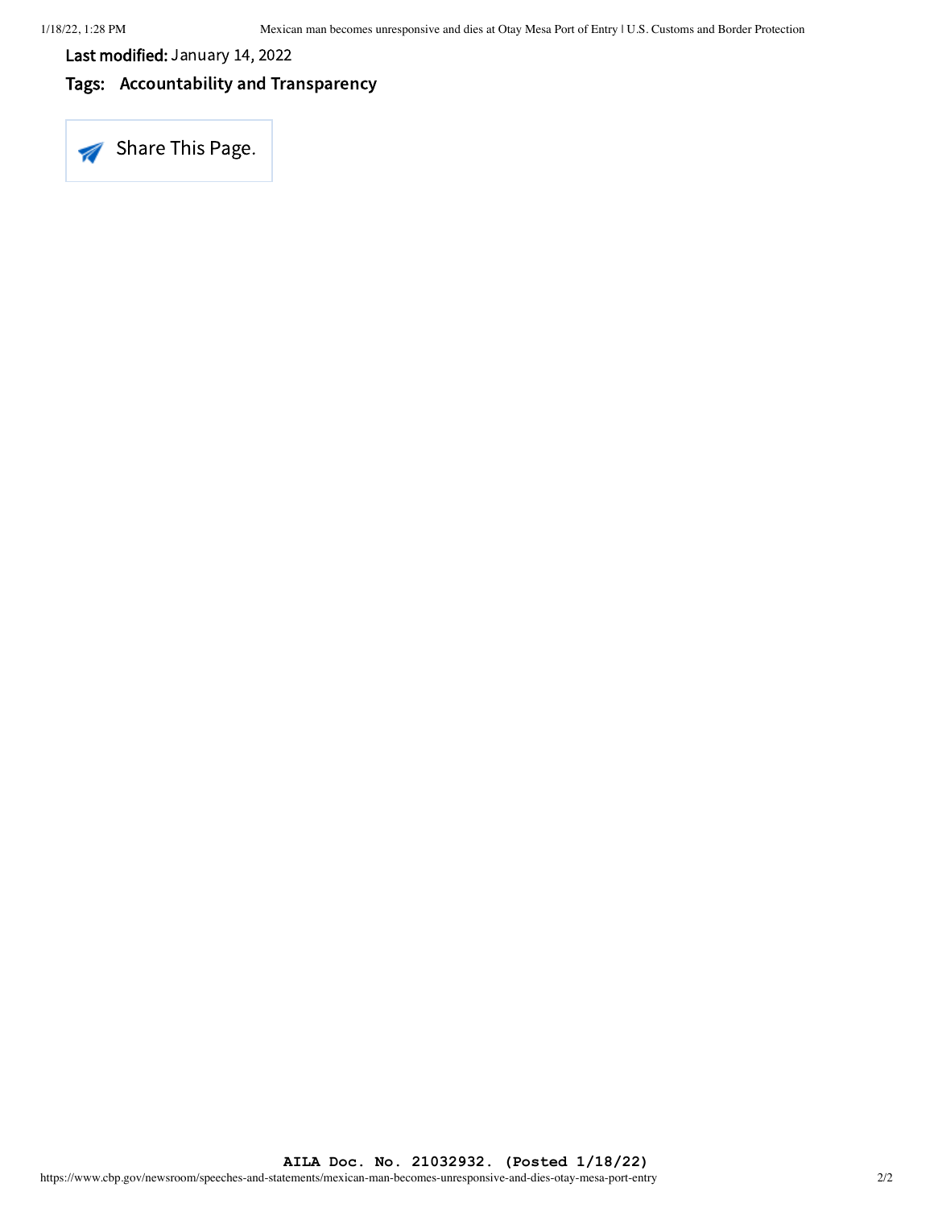**Last modified:** January 14, 2022

**Tags:** **Accountability and Transparency**

Share This Page.

**AILA Doc. No. 21032932. (Posted 1/18/22)**